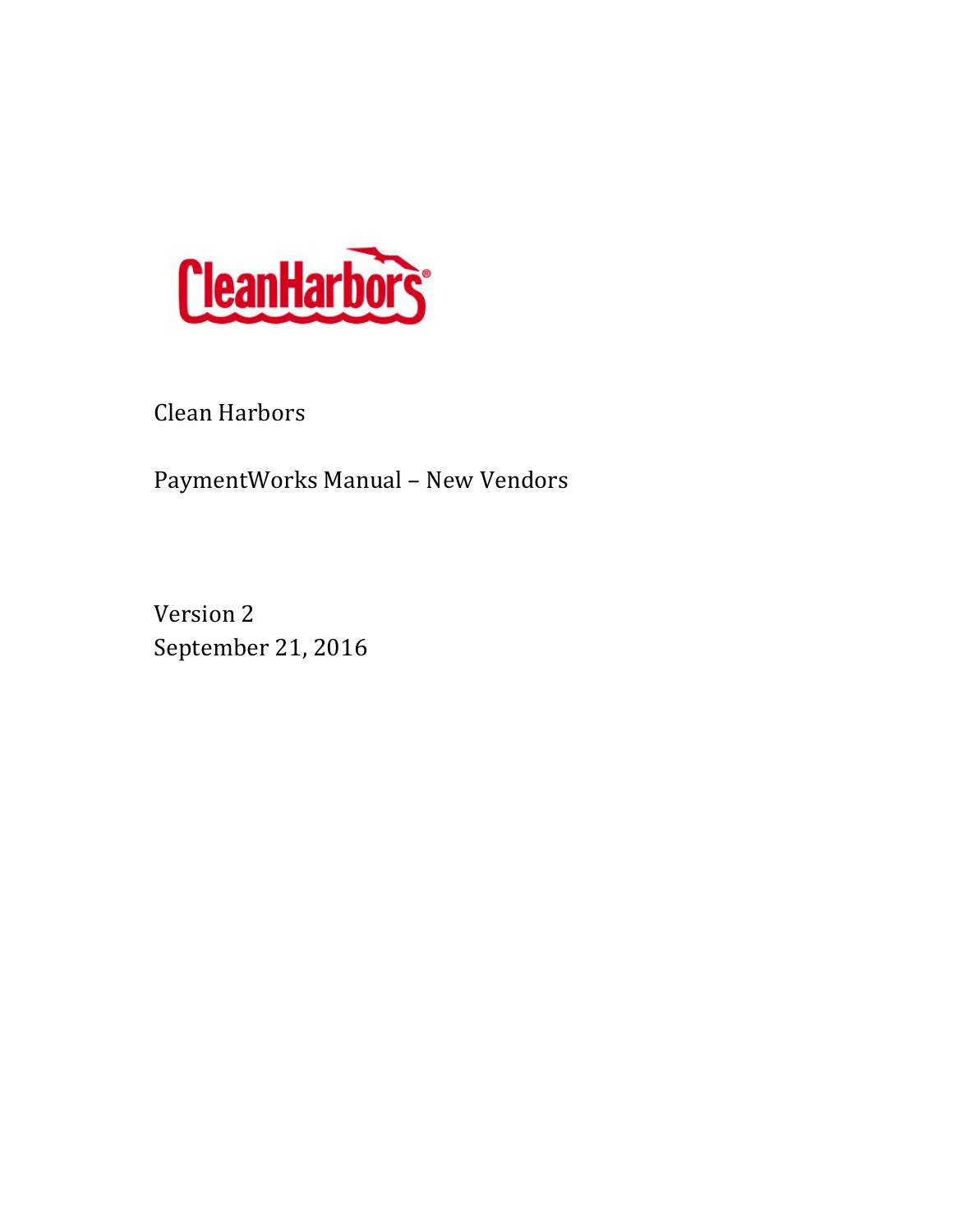Clean Harbors

PaymentWorks Manual – New Vendors

Version 2

September 21, 2016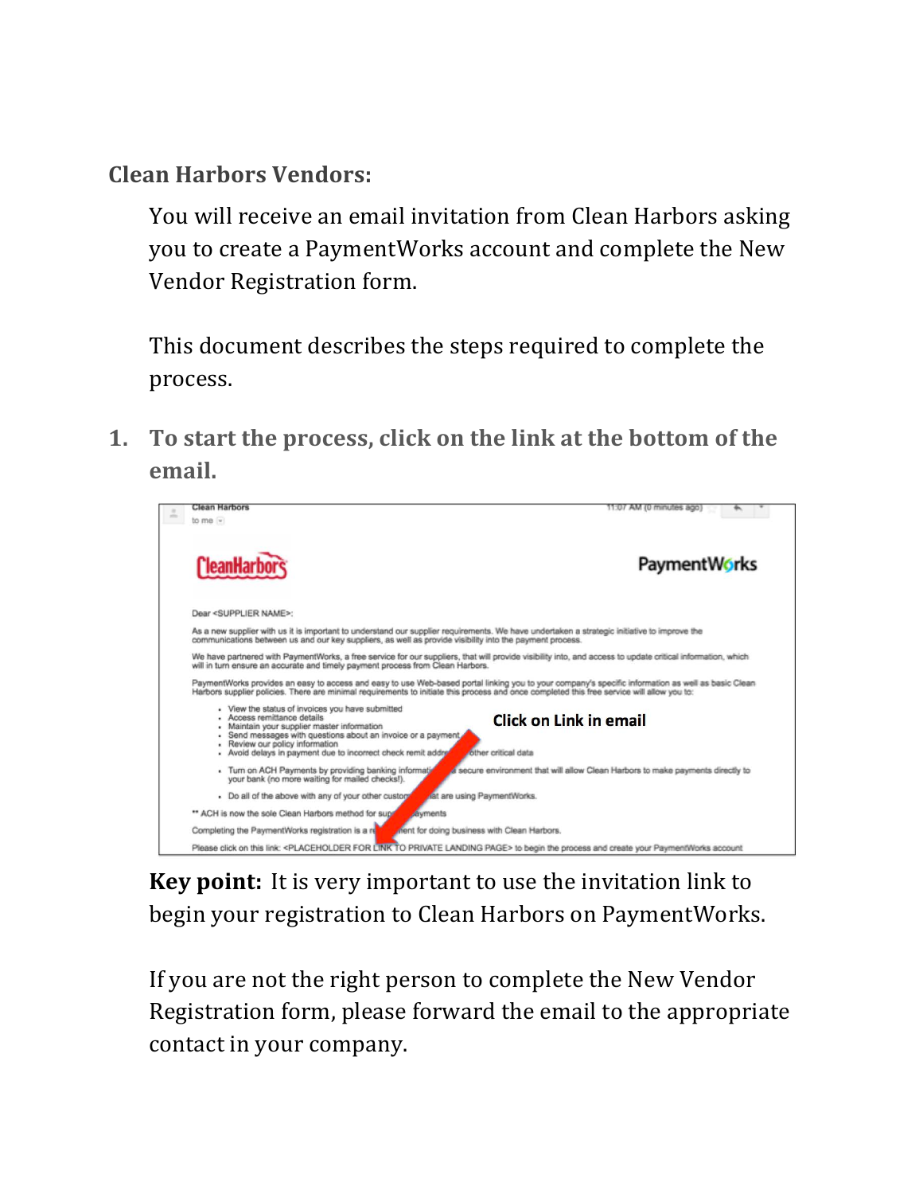**Clean Harbors Vendors:**

You will receive an email invitation from Clean Harbors asking you to create a PaymentWorks account and complete the New Vendor Registration form.

This document describes the steps required to complete the process.

1. **To start the process, click on the link at the bottom of the email.**

**Key point:** It is very important to use the invitation link to begin your registration to Clean Harbors on PaymentWorks.

If you are not the right person to complete the New Vendor Registration form, please forward the email to the appropriate contact in your company.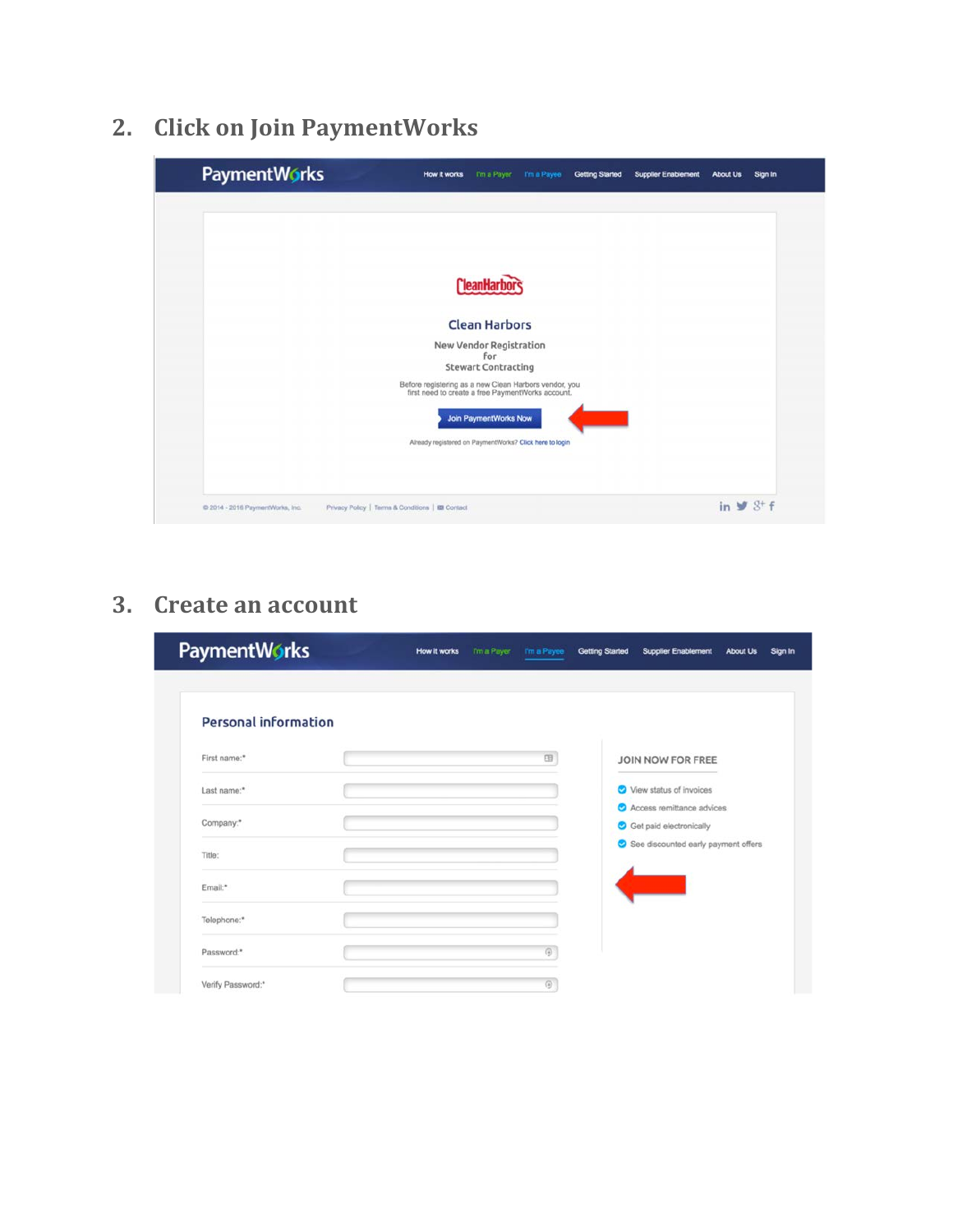2. **Click on Join PaymentWorks**

PaymentWorks | How it works | I'm a Payer | I'm a Payee | Getting Started | Supplier Enablement | About Us | Sign In

CleanHarbors

Clean Harbors

New Vendor Registration
for
Stewart Contracting

Before registering as a new Clean Harbors vendor, you first need to create a free PaymentWorks account.

Join PaymentWorks Now

Already registered on PaymentWorks? Click here to login

© 2014 - 2016 PaymentWorks, Inc. Privacy Policy | Terms & Conditions | Contact

3. **Create an account**

PaymentWorks | How it works | I'm a Payer | I'm a Payee | Getting Started | Supplier Enablement | About Us | Sign In

**Personal information**

First name:*

Last name:*

Company:*

Title:

Email:*

Telephone:*

Password:*

Verify Password:*

JOIN NOW FOR FREE

- View status of invoices
- Access remittance advices
- Get paid electronically
- See discounted early payment offers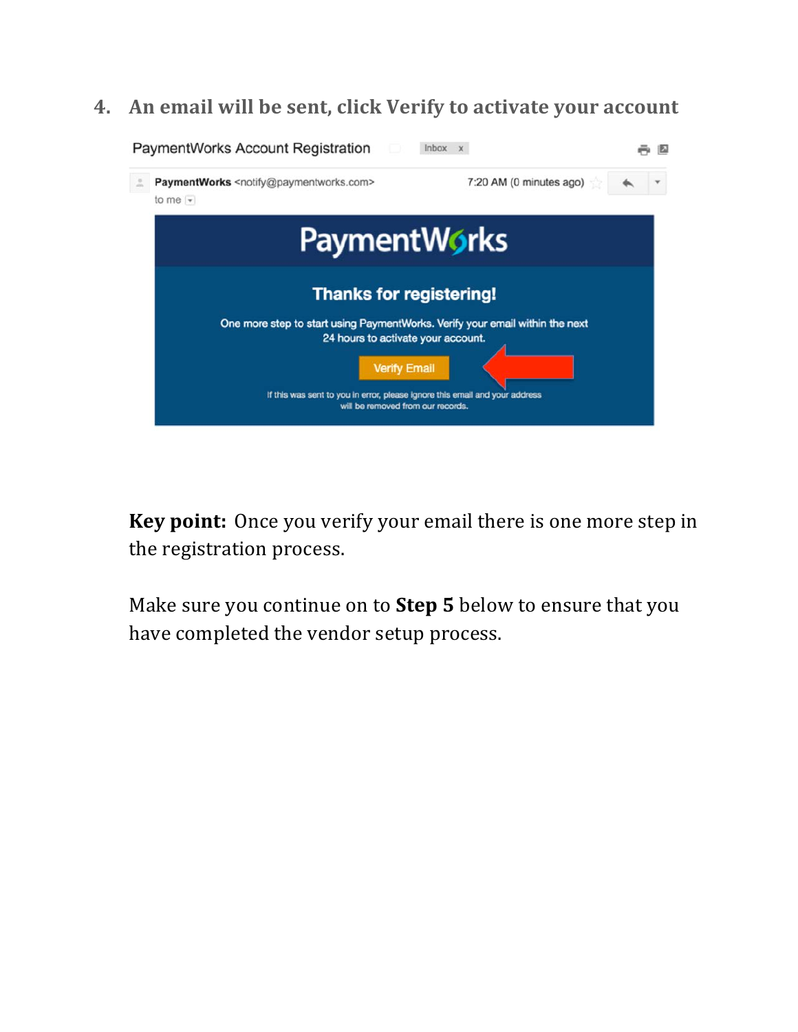4. **An email will be sent, click Verify to activate your account**

**Key point:** Once you verify your email there is one more step in the registration process.

Make sure you continue on to **Step 5** below to ensure that you have completed the vendor setup process.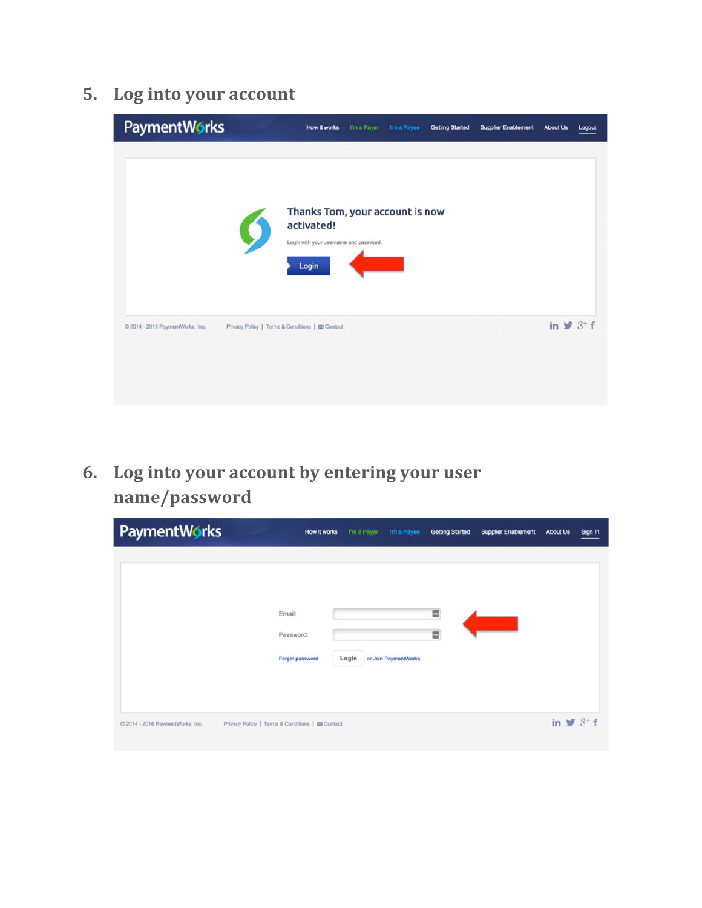5. Log into your account

PaymentWorks — How it works | I'm a Payer | I'm a Payee | Getting Started | Supplier Enablement | About Us | Logout

Thanks Tom, your account is now activated!

Login with your username and password.

Login

© 2014 - 2016 PaymentWorks, Inc. Privacy Policy | Terms & Conditions | Contact

6. Log into your account by entering your user name/password

PaymentWorks — How it works | I'm a Payer | I'm a Payee | Getting Started | Supplier Enablement | About Us | Sign In

Email:

Password:

Forgot password | Login | or Join PaymentWorks

© 2014 - 2016 PaymentWorks, Inc. Privacy Policy | Terms & Conditions | Contact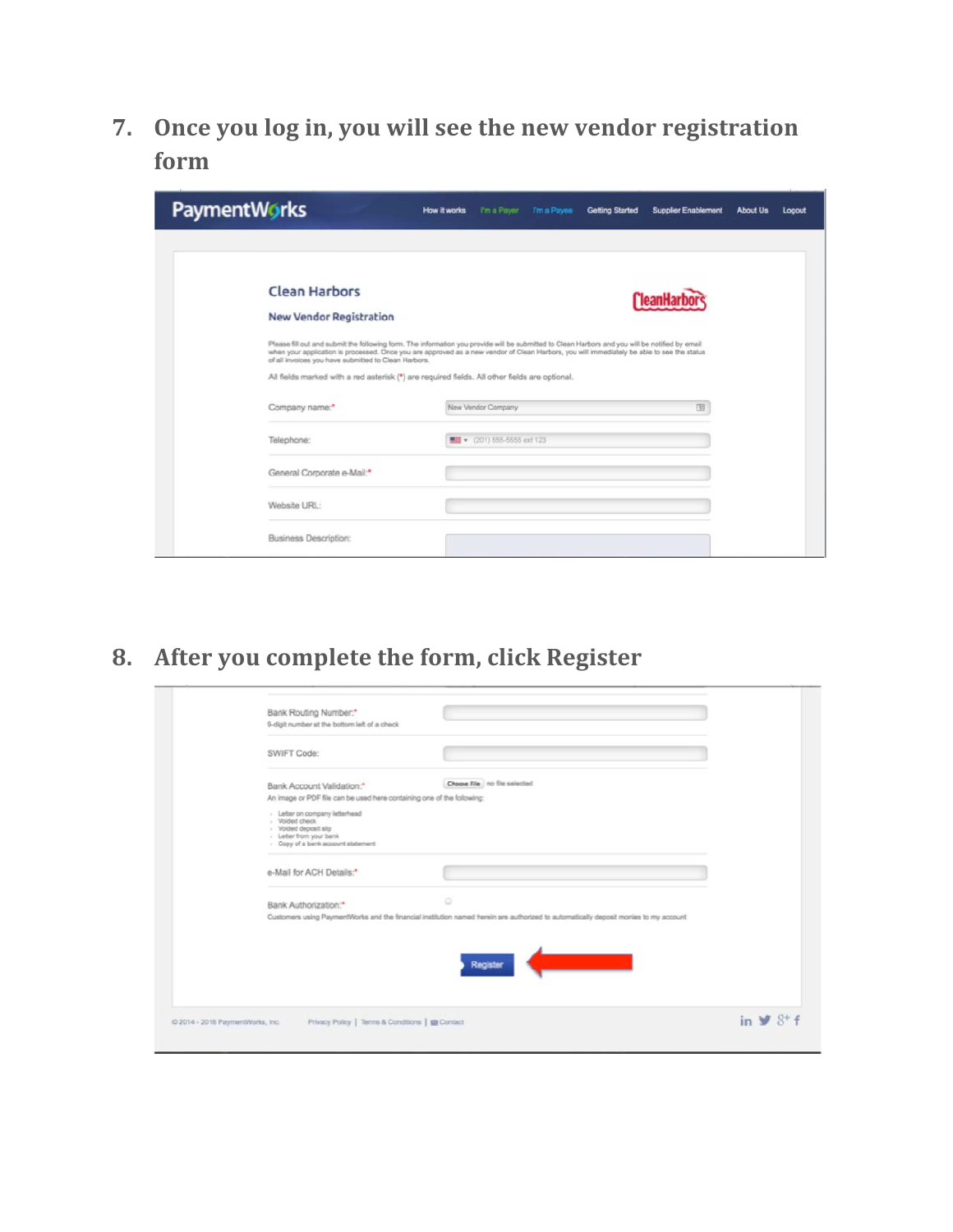7. **Once you log in, you will see the new vendor registration form**

8. **After you complete the form, click Register**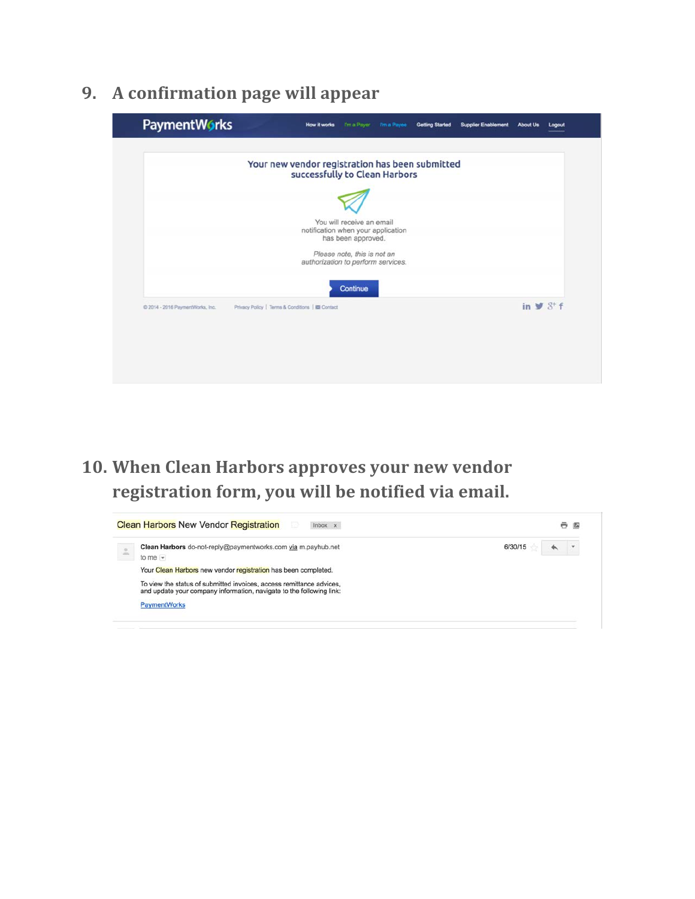9. **A confirmation page will appear**

PaymentWorks How it works I'm a Payer I'm a Payee Getting Started Supplier Enablement About Us Logout

Your new vendor registration has been submitted successfully to Clean Harbors

You will receive an email notification when your application has been approved.

*Please note, this is not an authorization to perform services.*

Continue

© 2014 - 2016 PaymentWorks, Inc. Privacy Policy | Terms & Conditions | Contact

10. **When Clean Harbors approves your new vendor registration form, you will be notified via email.**

Clean Harbors New Vendor Registration Inbox x

**Clean Harbors** do-not-reply@paymentworks.com via m.payhub.net 6/30/15

to me

Your Clean Harbors new vendor registration has been completed.

To view the status of submitted invoices, access remittance advices, and update your company information, navigate to the following link:

PaymentWorks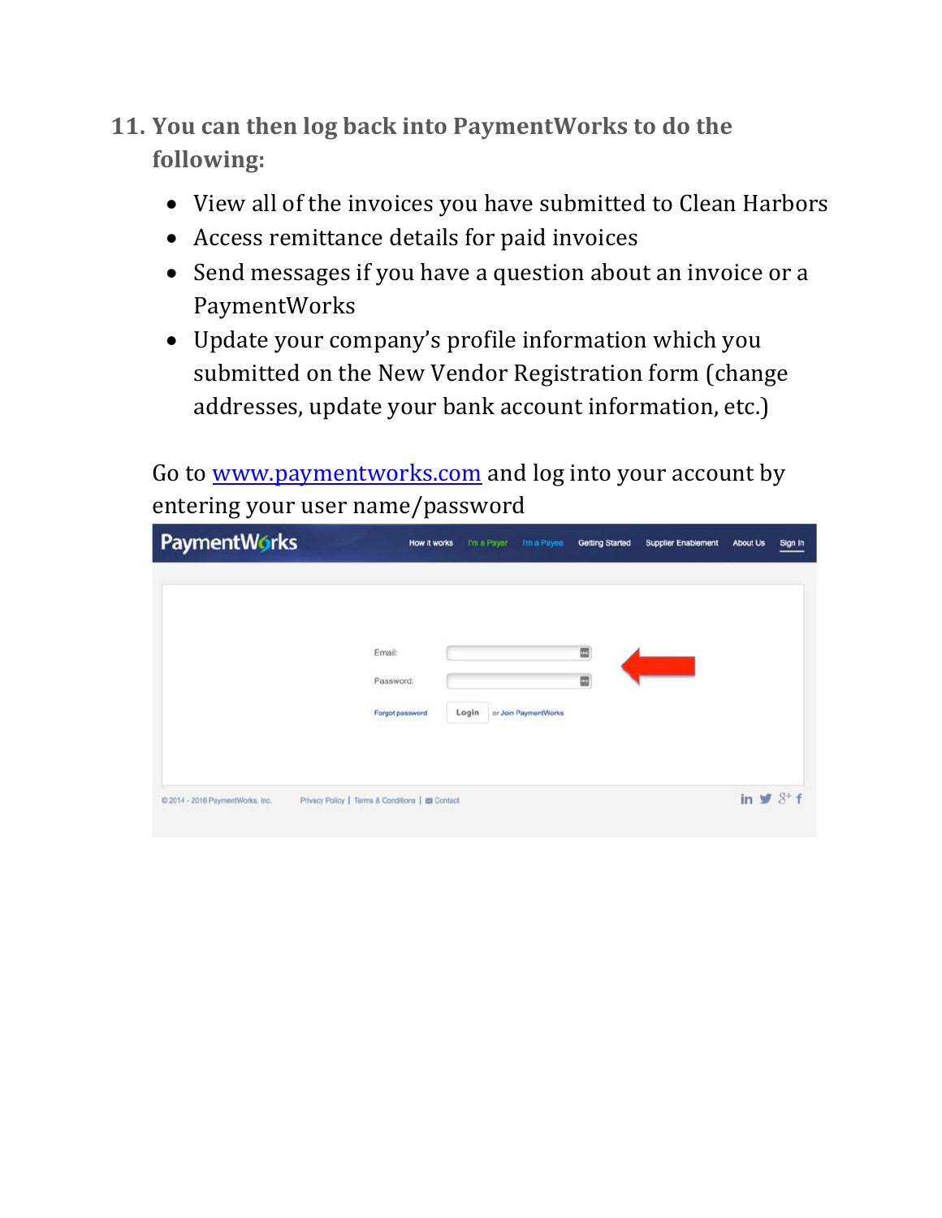11. **You can then log back into PaymentWorks to do the following:**

    - View all of the invoices you have submitted to Clean Harbors
    - Access remittance details for paid invoices
    - Send messages if you have a question about an invoice or a PaymentWorks
    - Update your company's profile information which you submitted on the New Vendor Registration form (change addresses, update your bank account information, etc.)

    Go to [www.paymentworks.com](http://www.paymentworks.com) and log into your account by entering your user name/password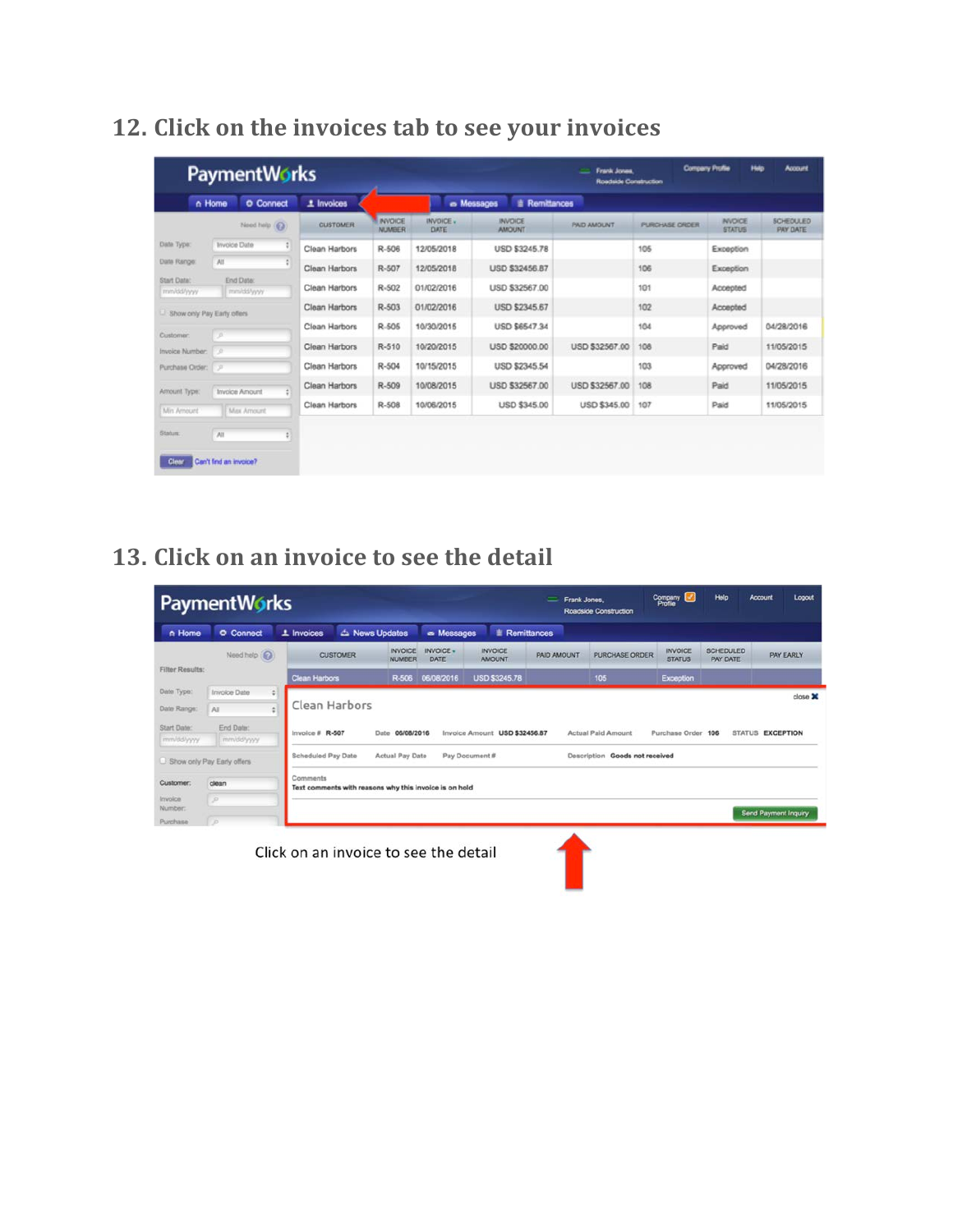## 12. Click on the invoices tab to see your invoices

## 13. Click on an invoice to see the detail

Click on an invoice to see the detail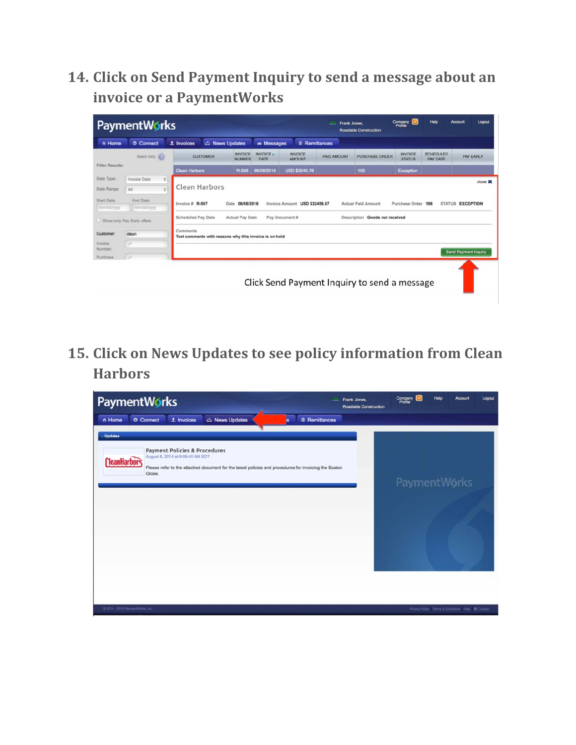14. **Click on Send Payment Inquiry to send a message about an invoice or a PaymentWorks**

Click Send Payment Inquiry to send a message

15. **Click on News Updates to see policy information from Clean Harbors**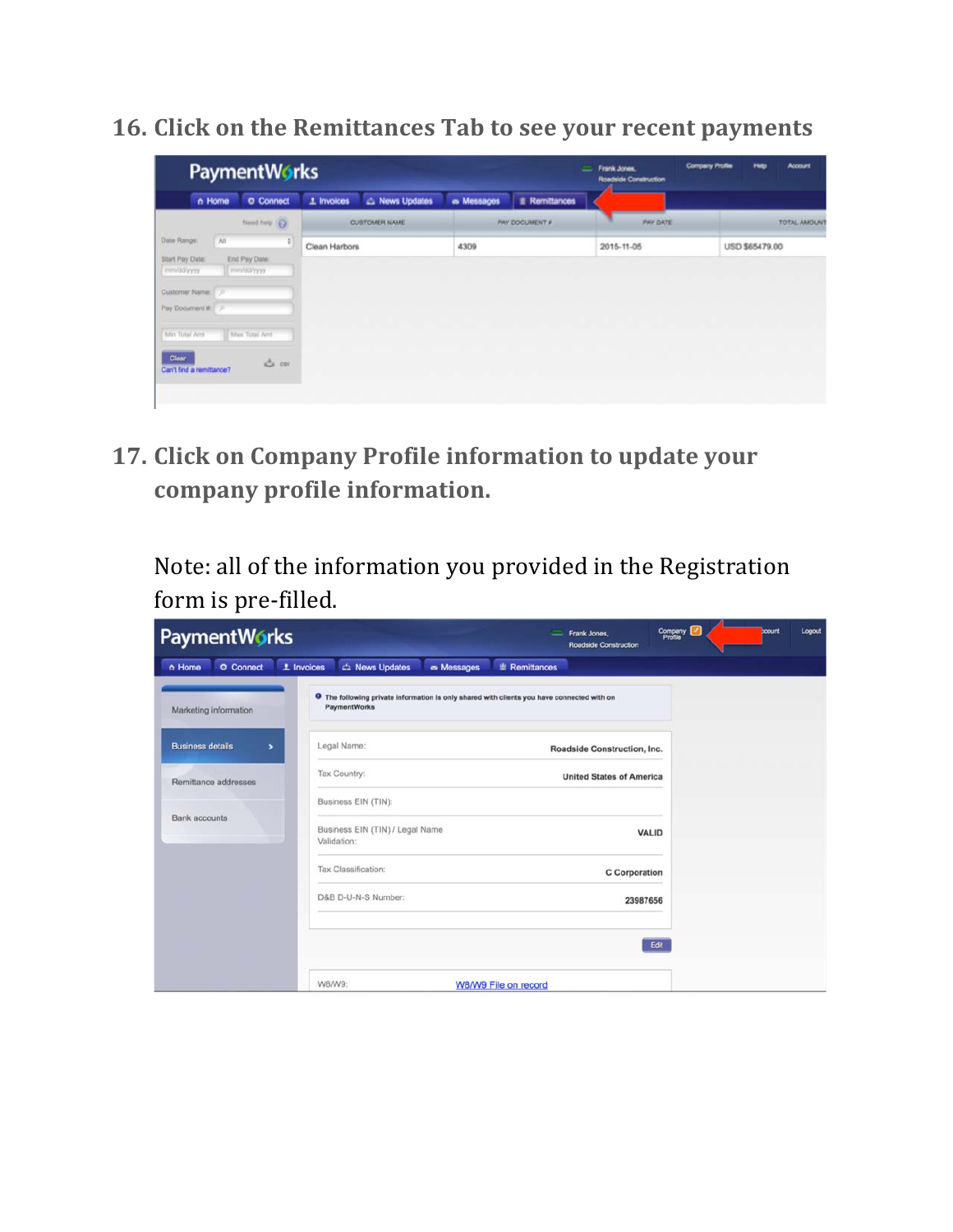16. Click on the Remittances Tab to see your recent payments

17. Click on Company Profile information to update your company profile information.

Note: all of the information you provided in the Registration form is pre-filled.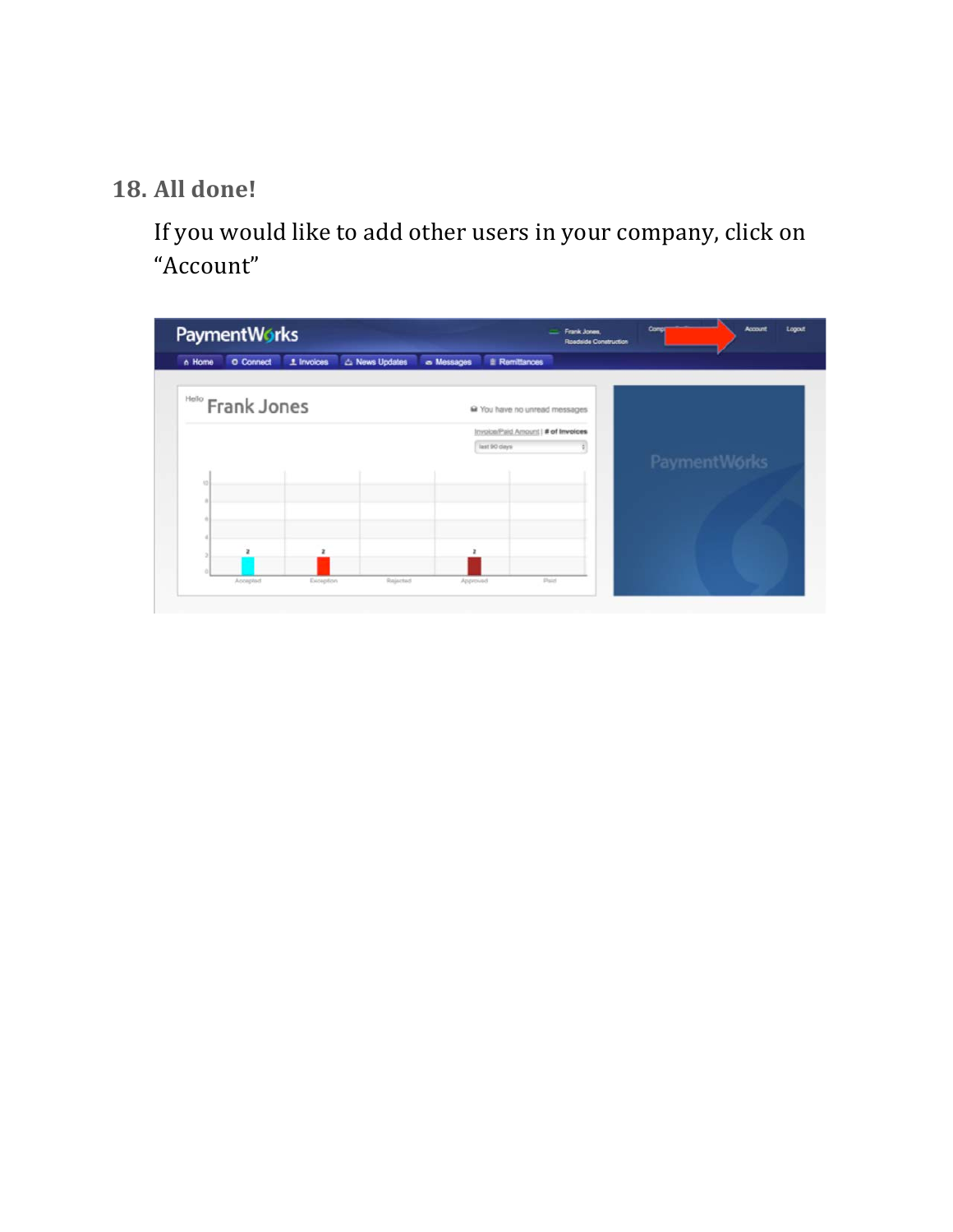## 18. All done!

If you would like to add other users in your company, click on "Account"